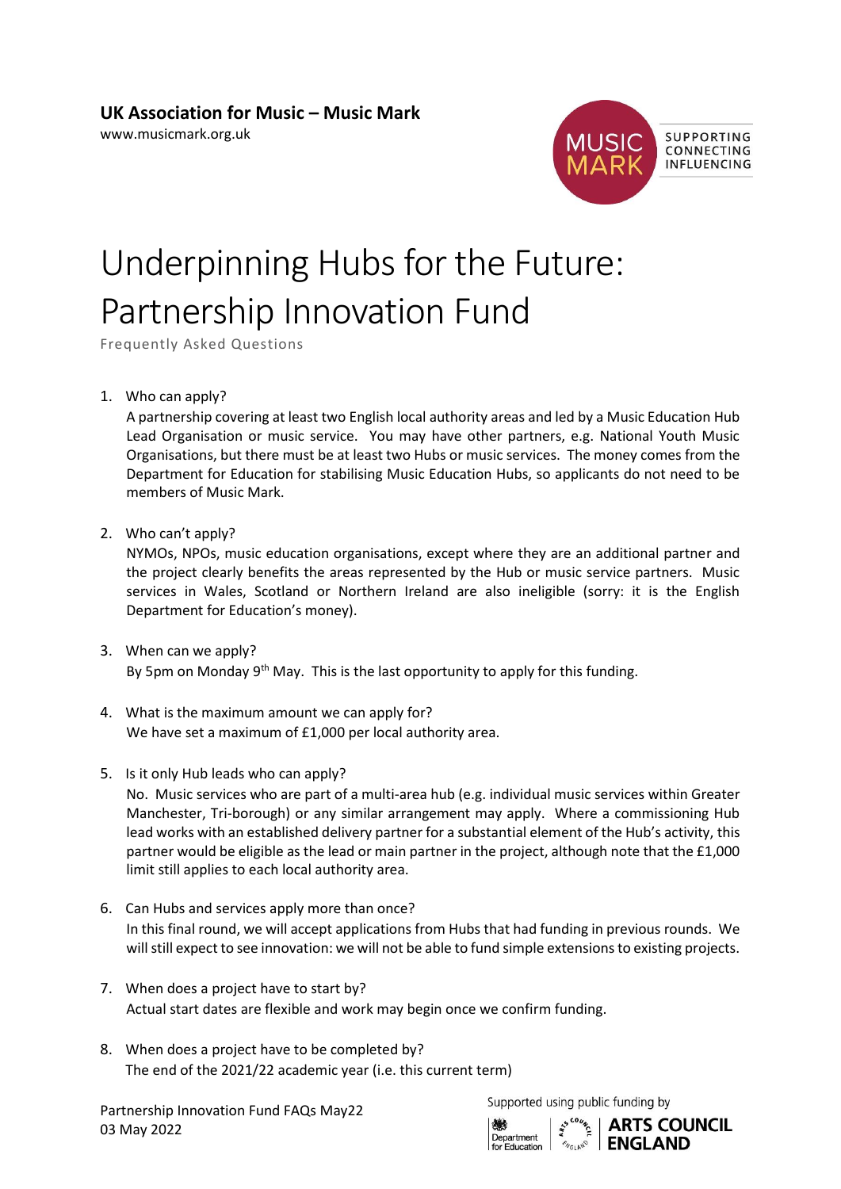**UK Association for Music – Music Mark**
www.musicmark.org.uk

MUSIC MARK

SUPPORTING
CONNECTING
INFLUENCING

# Underpinning Hubs for the Future: Partnership Innovation Fund

Frequently Asked Questions

1. Who can apply?
   A partnership covering at least two English local authority areas and led by a Music Education Hub Lead Organisation or music service. You may have other partners, e.g. National Youth Music Organisations, but there must be at least two Hubs or music services. The money comes from the Department for Education for stabilising Music Education Hubs, so applicants do not need to be members of Music Mark.

2. Who can't apply?
   NYMOs, NPOs, music education organisations, except where they are an additional partner and the project clearly benefits the areas represented by the Hub or music service partners. Music services in Wales, Scotland or Northern Ireland are also ineligible (sorry: it is the English Department for Education's money).

3. When can we apply?
   By 5pm on Monday 9th May. This is the last opportunity to apply for this funding.

4. What is the maximum amount we can apply for?
   We have set a maximum of £1,000 per local authority area.

5. Is it only Hub leads who can apply?
   No. Music services who are part of a multi-area hub (e.g. individual music services within Greater Manchester, Tri-borough) or any similar arrangement may apply. Where a commissioning Hub lead works with an established delivery partner for a substantial element of the Hub's activity, this partner would be eligible as the lead or main partner in the project, although note that the £1,000 limit still applies to each local authority area.

6. Can Hubs and services apply more than once?
   In this final round, we will accept applications from Hubs that had funding in previous rounds. We will still expect to see innovation: we will not be able to fund simple extensions to existing projects.

7. When does a project have to start by?
   Actual start dates are flexible and work may begin once we confirm funding.

8. When does a project have to be completed by?
   The end of the 2021/22 academic year (i.e. this current term)

Partnership Innovation Fund FAQs May22
03 May 2022

Supported using public funding by Department for Education | ARTS COUNCIL ENGLAND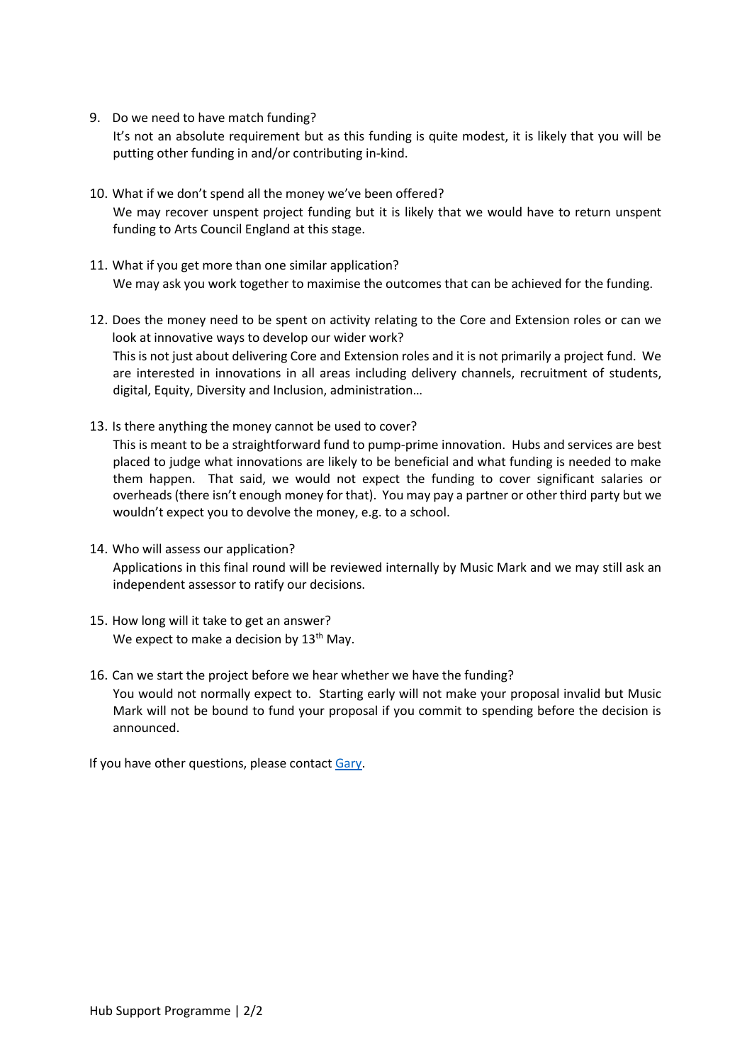9. Do we need to have match funding?
   It's not an absolute requirement but as this funding is quite modest, it is likely that you will be putting other funding in and/or contributing in-kind.

10. What if we don't spend all the money we've been offered?
    We may recover unspent project funding but it is likely that we would have to return unspent funding to Arts Council England at this stage.

11. What if you get more than one similar application?
    We may ask you work together to maximise the outcomes that can be achieved for the funding.

12. Does the money need to be spent on activity relating to the Core and Extension roles or can we look at innovative ways to develop our wider work?
    This is not just about delivering Core and Extension roles and it is not primarily a project fund. We are interested in innovations in all areas including delivery channels, recruitment of students, digital, Equity, Diversity and Inclusion, administration…

13. Is there anything the money cannot be used to cover?
    This is meant to be a straightforward fund to pump-prime innovation. Hubs and services are best placed to judge what innovations are likely to be beneficial and what funding is needed to make them happen. That said, we would not expect the funding to cover significant salaries or overheads (there isn't enough money for that). You may pay a partner or other third party but we wouldn't expect you to devolve the money, e.g. to a school.

14. Who will assess our application?
    Applications in this final round will be reviewed internally by Music Mark and we may still ask an independent assessor to ratify our decisions.

15. How long will it take to get an answer?
    We expect to make a decision by 13th May.

16. Can we start the project before we hear whether we have the funding?
    You would not normally expect to. Starting early will not make your proposal invalid but Music Mark will not be bound to fund your proposal if you commit to spending before the decision is announced.

If you have other questions, please contact Gary.